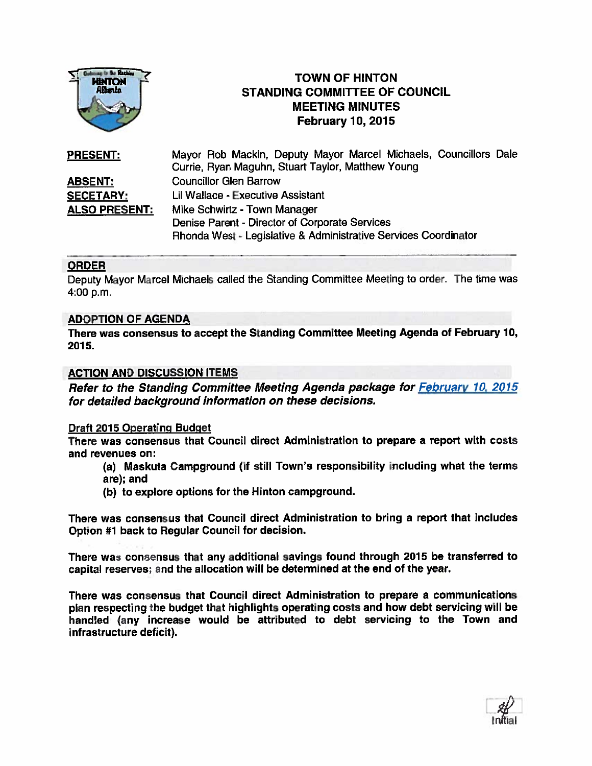# TOWN OF HINTON
## STANDING COMMITTEE OF COUNCIL
## MEETING MINUTES
## February 10, 2015

| | |
|---|---|
| **PRESENT:** | Mayor Rob Mackin, Deputy Mayor Marcel Michaels, Councillors Dale Currie, Ryan Maguhn, Stuart Taylor, Matthew Young |
| **ABSENT:** | Councillor Glen Barrow |
| **SECETARY:** | Lil Wallace - Executive Assistant |
| **ALSO PRESENT:** | Mike Schwirtz - Town Manager<br>Denise Parent - Director of Corporate Services<br>Rhonda West - Legislative & Administrative Services Coordinator |

### ORDER

Deputy Mayor Marcel Michaels called the Standing Committee Meeting to order. The time was 4:00 p.m.

### ADOPTION OF AGENDA

**There was consensus to accept the Standing Committee Meeting Agenda of February 10, 2015.**

### ACTION AND DISCUSSION ITEMS

***Refer to the Standing Committee Meeting Agenda package for February 10, 2015 for detailed background information on these decisions.***

Draft 2015 Operating Budget

**There was consensus that Council direct Administration to prepare a report with costs and revenues on:**

**(a) Maskuta Campground (if still Town's responsibility including what the terms are); and**

**(b) to explore options for the Hinton campground.**

**There was consensus that Council direct Administration to bring a report that includes Option #1 back to Regular Council for decision.**

**There was consensus that any additional savings found through 2015 be transferred to capital reserves; and the allocation will be determined at the end of the year.**

**There was consensus that Council direct Administration to prepare a communications plan respecting the budget that highlights operating costs and how debt servicing will be handled (any increase would be attributed to debt servicing to the Town and infrastructure deficit).**

Initial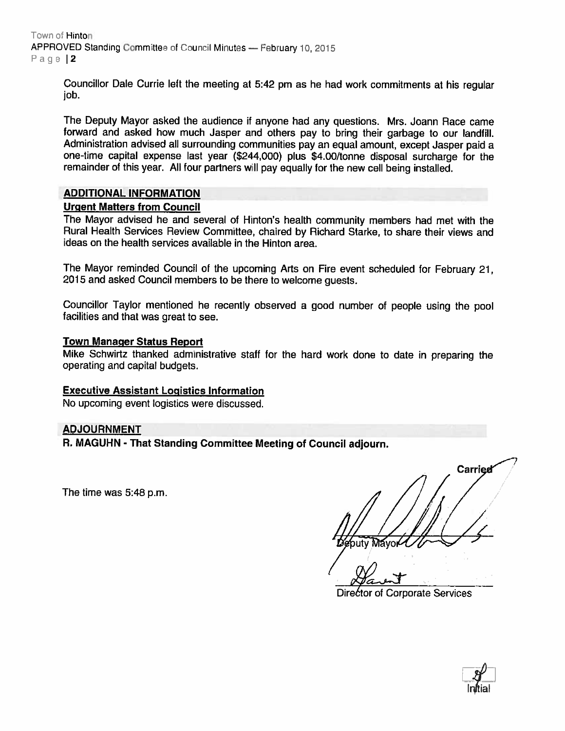Councillor Dale Currie left the meeting at 5:42 pm as he had work commitments at his regular job.

The Deputy Mayor asked the audience if anyone had any questions. Mrs. Joann Race came forward and asked how much Jasper and others pay to bring their garbage to our landfill. Administration advised all surrounding communities pay an equal amount, except Jasper paid a one-time capital expense last year ($244,000) plus $4.00/tonne disposal surcharge for the remainder of this year. All four partners will pay equally for the new cell being installed.

## ADDITIONAL INFORMATION

### Urgent Matters from Council

The Mayor advised he and several of Hinton's health community members had met with the Rural Health Services Review Committee, chaired by Richard Starke, to share their views and ideas on the health services available in the Hinton area.

The Mayor reminded Council of the upcoming Arts on Fire event scheduled for February 21, 2015 and asked Council members to be there to welcome guests.

Councillor Taylor mentioned he recently observed a good number of people using the pool facilities and that was great to see.

### Town Manager Status Report

Mike Schwirtz thanked administrative staff for the hard work done to date in preparing the operating and capital budgets.

### Executive Assistant Logistics Information

No upcoming event logistics were discussed.

## ADJOURNMENT

**R. MAGUHN - That Standing Committee Meeting of Council adjourn.**

Carried

The time was 5:48 p.m.

Deputy Mayor

Director of Corporate Services

Initial